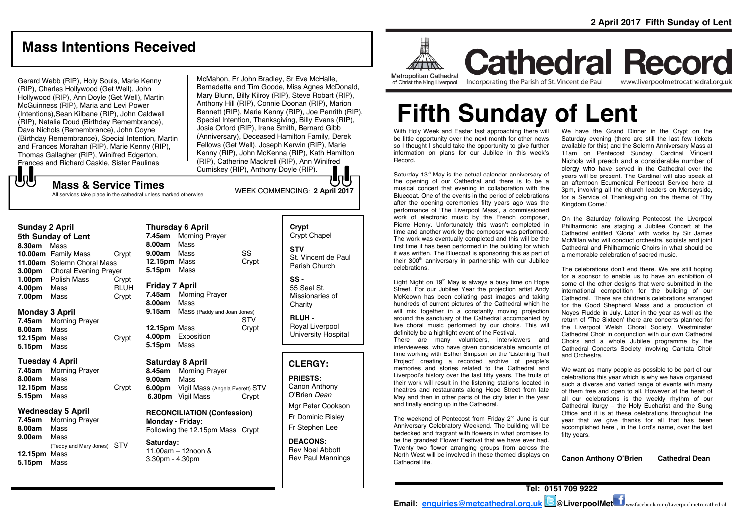# Mass Intentions Received

Gerard Webb (RIP), Holy Souls, Marie Kenny (RIP), Charles Hollywood (Get Well), John Hollywood (RIP), Ann Doyle (Get Well), Martin McGuinness (RIP), Maria and Levi Power (Intentions),Sean Kilbane (RIP), John Caldwell (RIP), Natalie Doud (Birthday Remembrance), Dave Nichols (Remembrance), John Coyne (Birthday Remembrance), Special Intention, Martin and Frances Morahan (RIP), Marie Kenny (RIP), Thomas Gallagher (RIP), Winifred Edgerton, Frances and Richard Caskle, Sister Paulinas McMahon, Fr John Bradley, Sr Eve McHalle, Bernadette and Tim Goode, Miss Agnes McDonald, Mary Blunn, Billy Kilroy (RIP), Steve Robart (RIP), Anthony Hill (RIP), Connie Doonan (RIP), Marion Bennett (RIP), Marie Kenny (RIP), Joe Penrith (RIP), Special Intention, Thanksgiving, Billy Evans (RIP), Josie Orford (RIP), Irene Smith, Bernard Gibb (Anniversary), Deceased Hamilton Family, Derek Fellows (Get Well), Joseph Kerwin (RIP), Marie Kenny (RIP), John McKenna (RIP), Kath Hamilton (RIP), Catherine Mackrell (RIP), Ann Winifred Cumiskey (RIP), Anthony Doyle (RIP).

## Mass & Service Times

All services take place in the cathedral unless marked otherwise

WEEK COMMENCING: **2 April 2017**

### Sunday 2 April
**5th Sunday of Lent**

| | | |
|---|---|---|
| **8.30am** | Mass | |
| **10.00am** | Family Mass | Crypt |
| **11.00am** | Solemn Choral Mass | |
| **3.00pm** | Choral Evening Prayer | |
| **1.00pm** | Polish Mass | Crypt |
| **4.00pm** | Mass | RLUH |
| **7.00pm** | Mass | Crypt |

### Monday 3 April

| | | |
|---|---|---|
| **7.45am** | Morning Prayer | |
| **8.00am** | Mass | |
| **12.15pm** | Mass | Crypt |
| **5.15pm** | Mass | |

### Tuesday 4 April

| | | |
|---|---|---|
| **7.45am** | Morning Prayer | |
| **8.00am** | Mass | |
| **12.15pm** | Mass | Crypt |
| **5.15pm** | Mass | |

### Wednesday 5 April

| | | |
|---|---|---|
| **7.45am** | Morning Prayer | |
| **8.00am** | Mass | |
| **9.00am** | Mass (Teddy and Mary Jones) | STV |
| **12.15pm** | Mass | |
| **5.15pm** | Mass | |

### Thursday 6 April

| | | |
|---|---|---|
| **7.45am** | Morning Prayer | |
| **8.00am** | Mass | |
| **9.00am** | Mass | SS |
| **12.15pm** | Mass | Crypt |
| **5.15pm** | Mass | |

### Friday 7 April

| | | |
|---|---|---|
| **7.45am** | Morning Prayer | |
| **8.00am** | Mass | |
| **9.15am** | Mass (Paddy and Joan Jones) | STV |
| **12.15pm** | Mass | Crypt |
| **4.00pm** | Exposition | |
| **5.15pm** | Mass | |

### Saturday 8 April

| | | |
|---|---|---|
| **8.45am** | Morning Prayer | |
| **9.00am** | Mass | |
| **6.00pm** | Vigil Mass (Angela Everett) | STV |
| **6.30pm** | Vigil Mass | Crypt |

**RECONCILIATION (Confession)**
**Monday - Friday**:
Following the 12.15pm Mass Crypt

**Saturday:**
11.00am – 12noon &
3.30pm - 4.30pm

**Crypt**
Crypt Chapel

**STV**
St. Vincent de Paul Parish Church

**SS -**
55 Seel St, Missionaries of Charity

**RLUH -**
Royal Liverpool University Hospital

## CLERGY:

**PRIESTS:**
Canon Anthony O'Brien *Dean*
Mgr Peter Cookson
Fr Dominic Risley
Fr Stephen Lee

**DEACONS:**
Rev Noel Abbott
Rev Paul Mannings

2 April 2017 Fifth Sunday of Lent

Metropolitan Cathedral of Christ the King Liverpool

# Cathedral Record

Incorporating the Parish of St. Vincent de Paul www.liverpoolmetrocathedral.org.uk

# Fifth Sunday of Lent

With Holy Week and Easter fast approaching there will be little opportunity over the next month for other news so I thought I should take the opportunity to give further information on plans for our Jubilee in this week's Record.

Saturday 13th May is the actual calendar anniversary of the opening of our Cathedral and there is to be a musical concert that evening in collaboration with the Bluecoat. One of the events in the period of celebrations after the opening ceremonies fifty years ago was the performance of 'The Liverpool Mass', a commissioned work of electronic music by the French composer, Pierre Henry. Unfortunately this wasn't completed in time and another work by the composer was performed. The work was eventually completed and this will be the first time it has been performed in the building for which it was written. The Bluecoat is sponsoring this as part of their 300th anniversary in partnership with our Jubilee celebrations.

Light Night on 19th May is always a busy time on Hope Street. For our Jubilee Year the projection artist Andy McKeown has been collating past images and taking hundreds of current pictures of the Cathedral which he will mix together in a constantly moving projection around the sanctuary of the Cathedral accompanied by live choral music performed by our choirs. This will definitely be a highlight event of the Festival.

There are many volunteers, interviewers and interviewees, who have given considerable amounts of time working with Esther Simpson on the 'Listening Trail Project' creating a recorded archive of people's memories and stories related to the Cathedral and Liverpool's history over the last fifty years. The fruits of their work will result in the listening stations located in theatres and restaurants along Hope Street from late May and then in other parts of the city later in the year and finally ending up in the Cathedral.

The weekend of Pentecost from Friday 2nd June is our Anniversary Celebratory Weekend. The building will be bedecked and fragrant with flowers in what promises to be the grandest Flower Festival that we have ever had. Twenty two flower arranging groups from across the North West will be involved in these themed displays on Cathedral life.

We have the Grand Dinner in the Crypt on the Saturday evening (there are still the last few tickets available for this) and the Solemn Anniversary Mass at 11am on Pentecost Sunday, Cardinal Vincent Nichols will preach and a considerable number of clergy who have served in the Cathedral over the years will be present. The Cardinal will also speak at an afternoon Ecumenical Pentecost Service here at 3pm, involving all the church leaders on Merseyside, for a Service of Thanksgiving on the theme of 'Thy Kingdom Come.'

On the Saturday following Pentecost the Liverpool Philharmonic are staging a Jubilee Concert at the Cathedral entitled 'Gloria' with works by Sir James McMillan who will conduct orchestra, soloists and joint Cathedral and Philharmonic Choirs in what should be a memorable celebration of sacred music.

The celebrations don't end there. We are still hoping for a sponsor to enable us to have an exhibition of some of the other designs that were submitted in the international competition for the building of our Cathedral. There are children's celebrations arranged for the Good Shepherd Mass and a production of Noyes Fludde in July. Later in the year as well as the return of 'The Sixteen' there are concerts planned for the Liverpool Welsh Choral Society, Westminster Cathedral Choir in conjunction with our own Cathedral Choirs and a whole Jubilee programme by the Cathedral Concerts Society involving Cantata Choir and Orchestra.

We want as many people as possible to be part of our celebrations this year which is why we have organised such a diverse and varied range of events with many of them free and open to all. However at the heart of all our celebrations is the weekly rhythm of our Cathedral liturgy – the Holy Eucharist and the Sung Office and it is at these celebrations throughout the year that we give thanks for all that has been accomplished here , in the Lord's name, over the last fifty years.

**Canon Anthony O'Brien Cathedral Dean**

**Tel: 0151 709 9222**

**Email: enquiries@metcathedral.org.uk @LiverpoolMet** www.facebook.com/Liverpoolmetrocathedral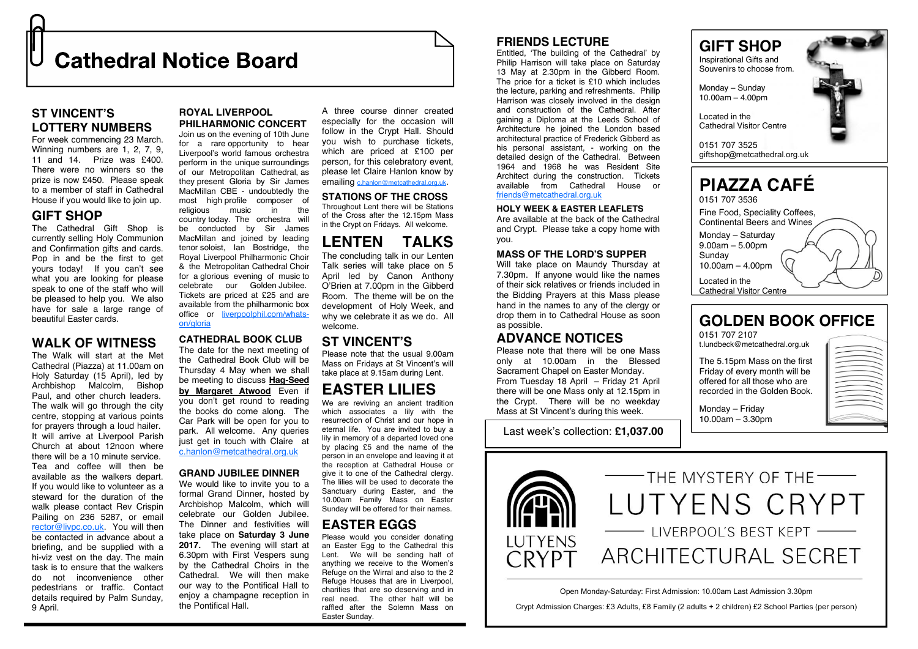# Cathedral Notice Board

## ST VINCENT'S LOTTERY NUMBERS

For week commencing 23 March. Winning numbers are 1, 2, 7, 9, 11 and 14. Prize was £400. There were no winners so the prize is now £450. Please speak to a member of staff in Cathedral House if you would like to join up.

## GIFT SHOP

The Cathedral Gift Shop is currently selling Holy Communion and Confirmation gifts and cards. Pop in and be the first to get yours today! If you can't see what you are looking for please speak to one of the staff who will be pleased to help you. We also have for sale a large range of beautiful Easter cards.

## WALK OF WITNESS

The Walk will start at the Met Cathedral (Piazza) at 11.00am on Holy Saturday (15 April), led by Archbishop Malcolm, Bishop Paul, and other church leaders. The walk will go through the city centre, stopping at various points for prayers through a loud hailer. It will arrive at Liverpool Parish Church at about 12noon where there will be a 10 minute service. Tea and coffee will then be available as the walkers depart. If you would like to volunteer as a steward for the duration of the walk please contact Rev Crispin Pailing on 236 5287, or email rector@livpc.co.uk. You will then be contacted in advance about a briefing, and be supplied with a hi-viz vest on the day. The main task is to ensure that the walkers do not inconvenience other pedestrians or traffic. Contact details required by Palm Sunday, 9 April.

### ROYAL LIVERPOOL PHILHARMONIC CONCERT

Join us on the evening of 10th June for a rare opportunity to hear Liverpool's world famous orchestra perform in the unique surroundings of our Metropolitan Cathedral, as they present Gloria by Sir James MacMillan CBE - undoubtedly the most high profile composer of religious music in the country today. The orchestra will be conducted by Sir James MacMillan and joined by leading tenor soloist, Ian Bostridge, the Royal Liverpool Philharmonic Choir & the Metropolitan Cathedral Choir for a glorious evening of music to celebrate our Golden Jubilee. Tickets are priced at £25 and are available from the philharmonic box office or liverpoolphil.com/whats-on/gloria

### CATHEDRAL BOOK CLUB

The date for the next meeting of the Cathedral Book Club will be Thursday 4 May when we shall be meeting to discuss **Hag-Seed by Margaret Atwood** Even if you don't get round to reading the books do come along. The Car Park will be open for you to park. All welcome. Any queries just get in touch with Claire at c.hanlon@metcathedral.org.uk

### GRAND JUBILEE DINNER

We would like to invite you to a formal Grand Dinner, hosted by Archbishop Malcolm, which will celebrate our Golden Jubilee. The Dinner and festivities will take place on **Saturday 3 June 2017.** The evening will start at 6.30pm with First Vespers sung by the Cathedral Choirs in the Cathedral. We will then make our way to the Pontifical Hall to enjoy a champagne reception in the Pontifical Hall.

A three course dinner created especially for the occasion will follow in the Crypt Hall. Should you wish to purchase tickets, which are priced at £100 per person, for this celebratory event, please let Claire Hanlon know by emailing c.hanlon@metcathedral.org.uk.

### STATIONS OF THE CROSS

Throughout Lent there will be Stations of the Cross after the 12.15pm Mass in the Crypt on Fridays. All welcome.

## LENTEN TALKS

The concluding talk in our Lenten Talk series will take place on 5 April led by Canon Anthony O'Brien at 7.00pm in the Gibberd Room. The theme will be on the development of Holy Week, and why we celebrate it as we do. All welcome.

## ST VINCENT'S

Please note that the usual 9.00am Mass on Fridays at St Vincent's will take place at 9.15am during Lent.

## EASTER LILIES

We are reviving an ancient tradition which associates a lily with the resurrection of Christ and our hope in eternal life. You are invited to buy a lily in memory of a departed loved one by placing £5 and the name of the person in an envelope and leaving it at the reception at Cathedral House or give it to one of the Cathedral clergy. The lilies will be used to decorate the Sanctuary during Easter, and the 10.00am Family Mass on Easter Sunday will be offered for their names.

## EASTER EGGS

Please would you consider donating an Easter Egg to the Cathedral this Lent. We will be sending half of anything we receive to the Women's Refuge on the Wirral and also to the 2 Refuge Houses that are in Liverpool, charities that are so deserving and in real need. The other half will be raffled after the Solemn Mass on Easter Sunday.

## FRIENDS LECTURE

Entitled, 'The building of the Cathedral' by Philip Harrison will take place on Saturday 13 May at 2.30pm in the Gibberd Room. The price for a ticket is £10 which includes the lecture, parking and refreshments. Philip Harrison was closely involved in the design and construction of the Cathedral. After gaining a Diploma at the Leeds School of Architecture he joined the London based architectural practice of Frederick Gibberd as his personal assistant, - working on the detailed design of the Cathedral. Between 1964 and 1968 he was Resident Site Architect during the construction. Tickets available from Cathedral House or friends@metcathedral.org.uk

### HOLY WEEK & EASTER LEAFLETS

Are available at the back of the Cathedral and Crypt. Please take a copy home with you.

### MASS OF THE LORD'S SUPPER

Will take place on Maundy Thursday at 7.30pm. If anyone would like the names of their sick relatives or friends included in the Bidding Prayers at this Mass please hand in the names to any of the clergy or drop them in to Cathedral House as soon as possible.

## ADVANCE NOTICES

Please note that there will be one Mass only at 10.00am in the Blessed Sacrament Chapel on Easter Monday. From Tuesday 18 April – Friday 21 April there will be one Mass only at 12.15pm in the Crypt. There will be no weekday Mass at St Vincent's during this week.

Last week's collection: **£1,037.00**

## GIFT SHOP

Inspirational Gifts and Souvenirs to choose from.

Monday – Sunday
10.00am – 4.00pm

Located in the Cathedral Visitor Centre

0151 707 3525
giftshop@metcathedral.org.uk

## PIAZZA CAFÉ

0151 707 3536

Fine Food, Speciality Coffees, Continental Beers and Wines

Monday – Saturday
9.00am – 5.00pm
Sunday
10.00am – 4.00pm

Located in the Cathedral Visitor Centre

## GOLDEN BOOK OFFICE

0151 707 2107
t.lundbeck@metcathedral.org.uk

The 5.15pm Mass on the first Friday of every month will be offered for all those who are recorded in the Golden Book.

Monday – Friday
10.00am – 3.30pm

LUTYENS CRYPT

THE MYSTERY OF THE LUTYENS CRYPT — LIVERPOOL'S BEST KEPT ARCHITECTURAL SECRET

Open Monday-Saturday: First Admission: 10.00am Last Admission 3.30pm

Crypt Admission Charges: £3 Adults, £8 Family (2 adults + 2 children) £2 School Parties (per person)